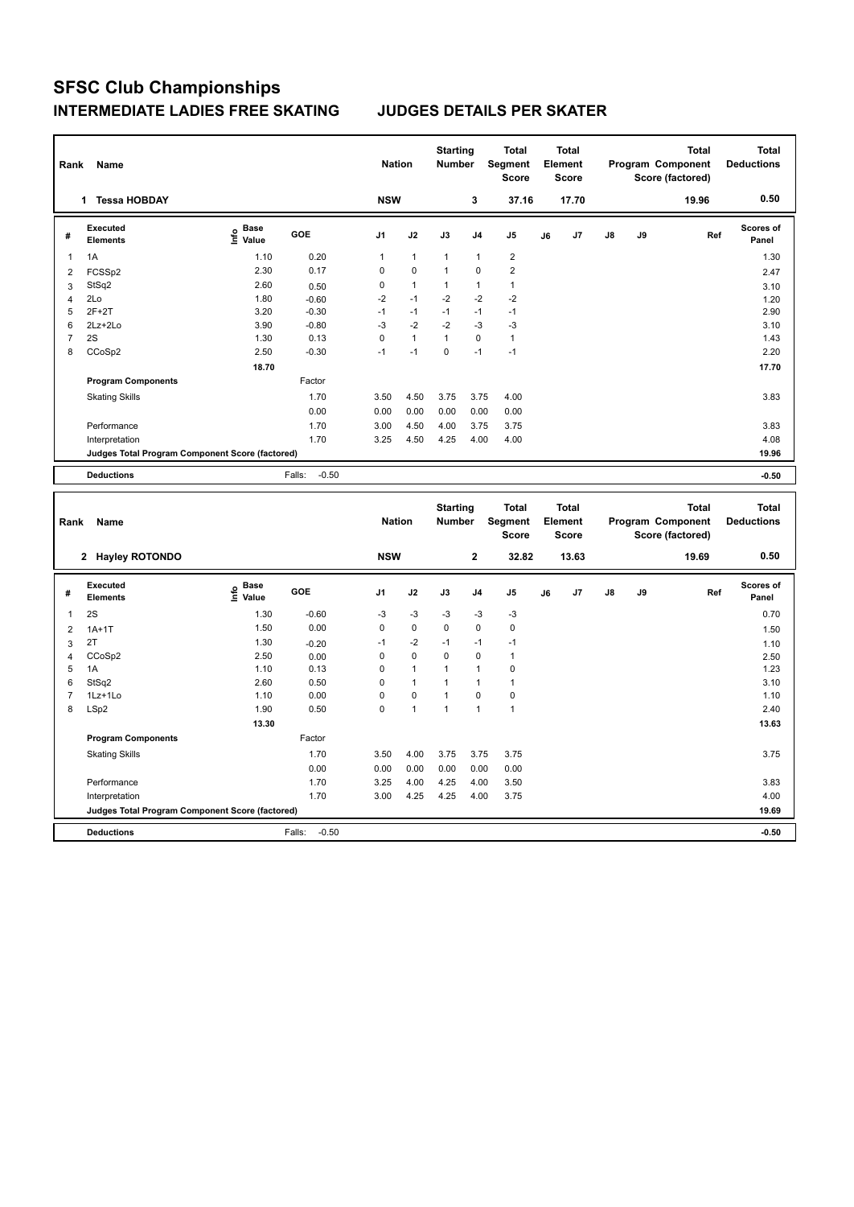# SFSC Club Championships

## INTERMEDIATE LADIES FREE SKATING — JUDGES DETAILS PER SKATER

| Rank | Name | Nation | Starting Number | Total Segment Score | Total Element Score | Total Program Component Score (factored) | Total Deductions |
|---|---|---|---|---|---|---|---|
| 1 | Tessa HOBDAY | NSW | 3 | 37.16 | 17.70 | 19.96 | 0.50 |

| # | Executed Elements | Info | Base Value | GOE | J1 | J2 | J3 | J4 | J5 | J6 | J7 | J8 | J9 | Ref | Scores of Panel |
|---|---|---|---|---|---|---|---|---|---|---|---|---|---|---|---|
| 1 | 1A | | 1.10 | 0.20 | 1 | 1 | 1 | 1 | 2 | | | | | | 1.30 |
| 2 | FCSSp2 | | 2.30 | 0.17 | 0 | 0 | 1 | 0 | 2 | | | | | | 2.47 |
| 3 | StSq2 | | 2.60 | 0.50 | 0 | 1 | 1 | 1 | 1 | | | | | | 3.10 |
| 4 | 2Lo | | 1.80 | -0.60 | -2 | -1 | -2 | -2 | -2 | | | | | | 1.20 |
| 5 | 2F+2T | | 3.20 | -0.30 | -1 | -1 | -1 | -1 | -1 | | | | | | 2.90 |
| 6 | 2Lz+2Lo | | 3.90 | -0.80 | -3 | -2 | -2 | -3 | -3 | | | | | | 3.10 |
| 7 | 2S | | 1.30 | 0.13 | 0 | 1 | 1 | 0 | 1 | | | | | | 1.43 |
| 8 | CCoSp2 | | 2.50 | -0.30 | -1 | -1 | 0 | -1 | -1 | | | | | | 2.20 |
| | | | 18.70 | | | | | | | | | | | | 17.70 |
| | Program Components | | | Factor | | | | | | | | | | | |
| | Skating Skills | | | 1.70 | 3.50 | 4.50 | 3.75 | 3.75 | 4.00 | | | | | | 3.83 |
| | | | | 0.00 | 0.00 | 0.00 | 0.00 | 0.00 | 0.00 | | | | | | |
| | Performance | | | 1.70 | 3.00 | 4.50 | 4.00 | 3.75 | 3.75 | | | | | | 3.83 |
| | Interpretation | | | 1.70 | 3.25 | 4.50 | 4.25 | 4.00 | 4.00 | | | | | | 4.08 |
| | Judges Total Program Component Score (factored) | | | | | | | | | | | | | | 19.96 |
| | Deductions | | | Falls: -0.50 | | | | | | | | | | | -0.50 |

| Rank | Name | Nation | Starting Number | Total Segment Score | Total Element Score | Total Program Component Score (factored) | Total Deductions |
|---|---|---|---|---|---|---|---|
| 2 | Hayley ROTONDO | NSW | 2 | 32.82 | 13.63 | 19.69 | 0.50 |

| # | Executed Elements | Info | Base Value | GOE | J1 | J2 | J3 | J4 | J5 | J6 | J7 | J8 | J9 | Ref | Scores of Panel |
|---|---|---|---|---|---|---|---|---|---|---|---|---|---|---|---|
| 1 | 2S | | 1.30 | -0.60 | -3 | -3 | -3 | -3 | -3 | | | | | | 0.70 |
| 2 | 1A+1T | | 1.50 | 0.00 | 0 | 0 | 0 | 0 | 0 | | | | | | 1.50 |
| 3 | 2T | | 1.30 | -0.20 | -1 | -2 | -1 | -1 | -1 | | | | | | 1.10 |
| 4 | CCoSp2 | | 2.50 | 0.00 | 0 | 0 | 0 | 0 | 1 | | | | | | 2.50 |
| 5 | 1A | | 1.10 | 0.13 | 0 | 1 | 1 | 1 | 0 | | | | | | 1.23 |
| 6 | StSq2 | | 2.60 | 0.50 | 0 | 1 | 1 | 1 | 1 | | | | | | 3.10 |
| 7 | 1Lz+1Lo | | 1.10 | 0.00 | 0 | 0 | 1 | 0 | 0 | | | | | | 1.10 |
| 8 | LSp2 | | 1.90 | 0.50 | 0 | 1 | 1 | 1 | 1 | | | | | | 2.40 |
| | | | 13.30 | | | | | | | | | | | | 13.63 |
| | Program Components | | | Factor | | | | | | | | | | | |
| | Skating Skills | | | 1.70 | 3.50 | 4.00 | 3.75 | 3.75 | 3.75 | | | | | | 3.75 |
| | | | | 0.00 | 0.00 | 0.00 | 0.00 | 0.00 | 0.00 | | | | | | |
| | Performance | | | 1.70 | 3.25 | 4.00 | 4.25 | 4.00 | 3.50 | | | | | | 3.83 |
| | Interpretation | | | 1.70 | 3.00 | 4.25 | 4.25 | 4.00 | 3.75 | | | | | | 4.00 |
| | Judges Total Program Component Score (factored) | | | | | | | | | | | | | | 19.69 |
| | Deductions | | | Falls: -0.50 | | | | | | | | | | | -0.50 |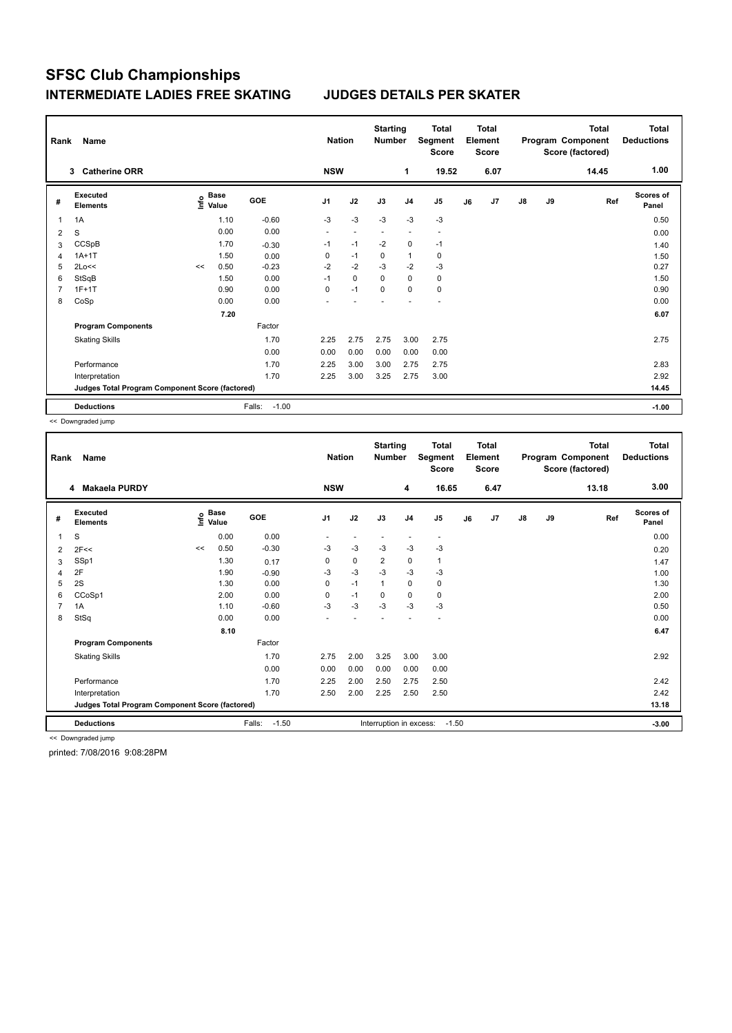# SFSC Club Championships

## INTERMEDIATE LADIES FREE SKATING — JUDGES DETAILS PER SKATER

| Rank | Name | Nation | Starting Number | Total Segment Score | Total Element Score | Total Program Component Score (factored) | Total Deductions |
|---|---|---|---|---|---|---|---|
| 3 | Catherine ORR | NSW | 1 | 19.52 | 6.07 | 14.45 | 1.00 |

| # | Executed Elements | Info | Base Value | GOE | J1 | J2 | J3 | J4 | J5 | J6 | J7 | J8 | J9 | Ref | Scores of Panel |
|---|---|---|---|---|---|---|---|---|---|---|---|---|---|---|---|
| 1 | 1A | | 1.10 | -0.60 | -3 | -3 | -3 | -3 | -3 | | | | | | 0.50 |
| 2 | S | | 0.00 | 0.00 | - | - | - | - | - | | | | | | 0.00 |
| 3 | CCSpB | | 1.70 | -0.30 | -1 | -1 | -2 | 0 | -1 | | | | | | 1.40 |
| 4 | 1A+1T | | 1.50 | 0.00 | 0 | -1 | 0 | 1 | 0 | | | | | | 1.50 |
| 5 | 2Lo<< | << | 0.50 | -0.23 | -2 | -2 | -3 | -2 | -3 | | | | | | 0.27 |
| 6 | StSqB | | 1.50 | 0.00 | -1 | 0 | 0 | 0 | 0 | | | | | | 1.50 |
| 7 | 1F+1T | | 0.90 | 0.00 | 0 | -1 | 0 | 0 | 0 | | | | | | 0.90 |
| 8 | CoSp | | 0.00 | 0.00 | - | - | - | - | - | | | | | | 0.00 |
| | | | 7.20 | | | | | | | | | | | | 6.07 |
| | **Program Components** | | | Factor | | | | | | | | | | | |
| | Skating Skills | | | 1.70 | 2.25 | 2.75 | 2.75 | 3.00 | 2.75 | | | | | | 2.75 |
| | | | | 0.00 | 0.00 | 0.00 | 0.00 | 0.00 | 0.00 | | | | | | |
| | Performance | | | 1.70 | 2.25 | 3.00 | 3.00 | 2.75 | 2.75 | | | | | | 2.83 |
| | Interpretation | | | 1.70 | 2.25 | 3.00 | 3.25 | 2.75 | 3.00 | | | | | | 2.92 |
| | **Judges Total Program Component Score (factored)** | | | | | | | | | | | | | | 14.45 |
| | **Deductions** | | | Falls: -1.00 | | | | | | | | | | | -1.00 |

<< Downgraded jump

| Rank | Name | Nation | Starting Number | Total Segment Score | Total Element Score | Total Program Component Score (factored) | Total Deductions |
|---|---|---|---|---|---|---|---|
| 4 | Makaela PURDY | NSW | 4 | 16.65 | 6.47 | 13.18 | 3.00 |

| # | Executed Elements | Info | Base Value | GOE | J1 | J2 | J3 | J4 | J5 | J6 | J7 | J8 | J9 | Ref | Scores of Panel |
|---|---|---|---|---|---|---|---|---|---|---|---|---|---|---|---|
| 1 | S | | 0.00 | 0.00 | - | - | - | - | - | | | | | | 0.00 |
| 2 | 2F<< | << | 0.50 | -0.30 | -3 | -3 | -3 | -3 | -3 | | | | | | 0.20 |
| 3 | SSp1 | | 1.30 | 0.17 | 0 | 0 | 2 | 0 | 1 | | | | | | 1.47 |
| 4 | 2F | | 1.90 | -0.90 | -3 | -3 | -3 | -3 | -3 | | | | | | 1.00 |
| 5 | 2S | | 1.30 | 0.00 | 0 | -1 | 1 | 0 | 0 | | | | | | 1.30 |
| 6 | CCoSp1 | | 2.00 | 0.00 | 0 | -1 | 0 | 0 | 0 | | | | | | 2.00 |
| 7 | 1A | | 1.10 | -0.60 | -3 | -3 | -3 | -3 | -3 | | | | | | 0.50 |
| 8 | StSq | | 0.00 | 0.00 | - | - | - | - | - | | | | | | 0.00 |
| | | | 8.10 | | | | | | | | | | | | 6.47 |
| | **Program Components** | | | Factor | | | | | | | | | | | |
| | Skating Skills | | | 1.70 | 2.75 | 2.00 | 3.25 | 3.00 | 3.00 | | | | | | 2.92 |
| | | | | 0.00 | 0.00 | 0.00 | 0.00 | 0.00 | 0.00 | | | | | | |
| | Performance | | | 1.70 | 2.25 | 2.00 | 2.50 | 2.75 | 2.50 | | | | | | 2.42 |
| | Interpretation | | | 1.70 | 2.50 | 2.00 | 2.25 | 2.50 | 2.50 | | | | | | 2.42 |
| | **Judges Total Program Component Score (factored)** | | | | | | | | | | | | | | 13.18 |
| | **Deductions** | | | Falls: -1.50 | | | Interruption in excess: -1.50 | | | | | | | | -3.00 |

<< Downgraded jump

printed: 7/08/2016 9:08:28PM